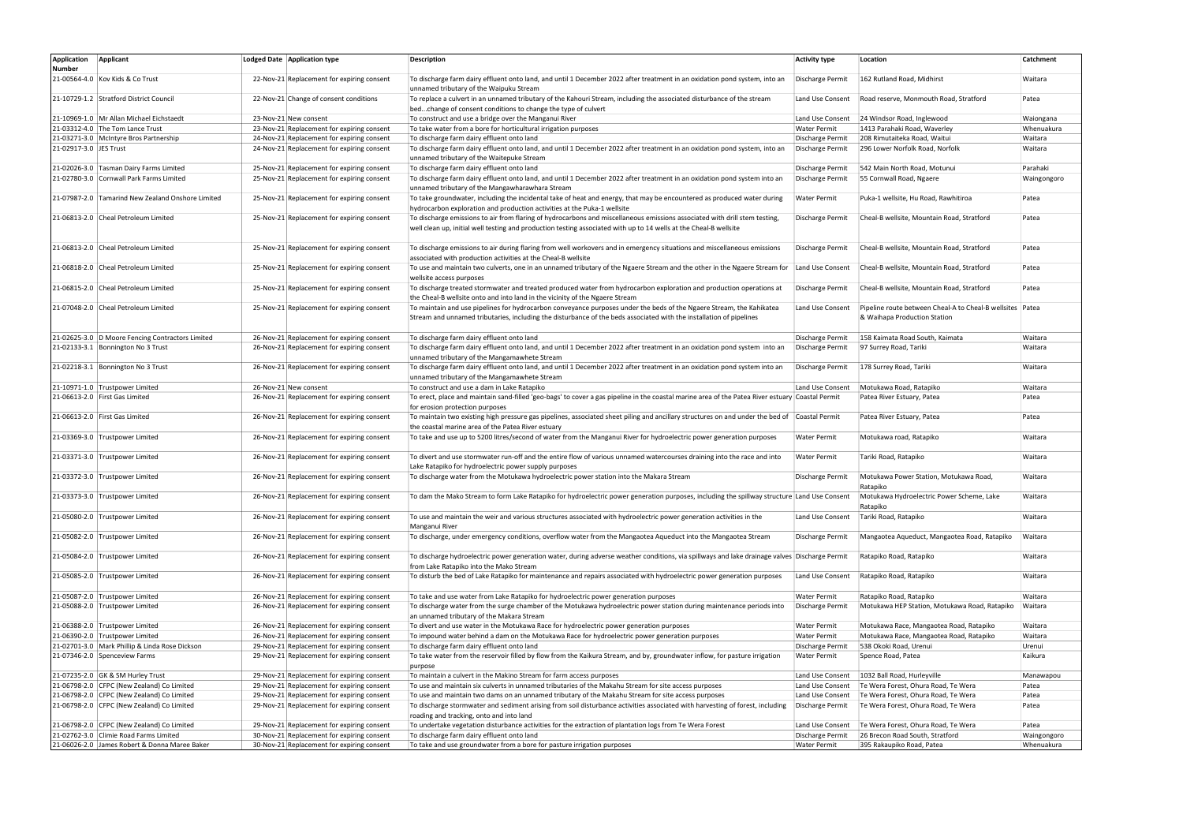| Application Number | Applicant | Lodged Date | Application type | Description | Activity type | Location | Catchment |
|---|---|---|---|---|---|---|---|
| 21-00564-4.0 | Kov Kids & Co Trust | 22-Nov-21 | Replacement for expiring consent | To discharge farm dairy effluent onto land, and until 1 December 2022 after treatment in an oxidation pond system, into an unnamed tributary of the Waipuku Stream | Discharge Permit | 162 Rutland Road, Midhirst | Waitara |
| 21-10729-1.2 | Stratford District Council | 22-Nov-21 | Change of consent conditions | To replace a culvert in an unnamed tributary of the Kahouri Stream, including the associated disturbance of the stream bed...change of consent conditions to change the type of culvert | Land Use Consent | Road reserve, Monmouth Road, Stratford | Patea |
| 21-10969-1.0 | Mr Allan Michael Eichstaedt | 23-Nov-21 | New consent | To construct and use a bridge over the Manganui River | Land Use Consent | 24 Windsor Road, Inglewood | Waiongana |
| 21-03312-4.0 | The Tom Lance Trust | 23-Nov-21 | Replacement for expiring consent | To take water from a bore for horticultural irrigation purposes | Water Permit | 1413 Parahaki Road, Waverley | Whenuakura |
| 21-03271-3.0 | McIntyre Bros Partnership | 24-Nov-21 | Replacement for expiring consent | To discharge farm dairy effluent onto land | Discharge Permit | 208 Rimutaiteka Road, Waitui | Waitara |
| 21-02917-3.0 | JES Trust | 24-Nov-21 | Replacement for expiring consent | To discharge farm dairy effluent onto land, and until 1 December 2022 after treatment in an oxidation pond system, into an unnamed tributary of the Waitepuke Stream | Discharge Permit | 296 Lower Norfolk Road, Norfolk | Waitara |
| 21-02026-3.0 | Tasman Dairy Farms Limited | 25-Nov-21 | Replacement for expiring consent | To discharge farm dairy effluent onto land | Discharge Permit | 542 Main North Road, Motunui | Parahaki |
| 21-02780-3.0 | Cornwall Park Farms Limited | 25-Nov-21 | Replacement for expiring consent | To discharge farm dairy effluent onto land, and until 1 December 2022 after treatment in an oxidation pond system into an unnamed tributary of the Mangawharawhara Stream | Discharge Permit | 55 Cornwall Road, Ngaere | Waingongoro |
| 21-07987-2.0 | Tamarind New Zealand Onshore Limited | 25-Nov-21 | Replacement for expiring consent | To take groundwater, including the incidental take of heat and energy, that may be encountered as produced water during hydrocarbon exploration and production activities at the Puka-1 wellsite | Water Permit | Puka-1 wellsite, Hu Road, Rawhitiroa | Patea |
| 21-06813-2.0 | Cheal Petroleum Limited | 25-Nov-21 | Replacement for expiring consent | To discharge emissions to air from flaring of hydrocarbons and miscellaneous emissions associated with drill stem testing, well clean up, initial well testing and production testing associated with up to 14 wells at the Cheal-B wellsite | Discharge Permit | Cheal-B wellsite, Mountain Road, Stratford | Patea |
| 21-06813-2.0 | Cheal Petroleum Limited | 25-Nov-21 | Replacement for expiring consent | To discharge emissions to air during flaring from well workovers and in emergency situations and miscellaneous emissions associated with production activities at the Cheal-B wellsite | Discharge Permit | Cheal-B wellsite, Mountain Road, Stratford | Patea |
| 21-06818-2.0 | Cheal Petroleum Limited | 25-Nov-21 | Replacement for expiring consent | To use and maintain two culverts, one in an unnamed tributary of the Ngaere Stream and the other in the Ngaere Stream for wellsite access purposes | Land Use Consent | Cheal-B wellsite, Mountain Road, Stratford | Patea |
| 21-06815-2.0 | Cheal Petroleum Limited | 25-Nov-21 | Replacement for expiring consent | To discharge treated stormwater and treated produced water from hydrocarbon exploration and production operations at the Cheal-B wellsite onto and into land in the vicinity of the Ngaere Stream | Discharge Permit | Cheal-B wellsite, Mountain Road, Stratford | Patea |
| 21-07048-2.0 | Cheal Petroleum Limited | 25-Nov-21 | Replacement for expiring consent | To maintain and use pipelines for hydrocarbon conveyance purposes under the beds of the Ngaere Stream, the Kahikatea Stream and unnamed tributaries, including the disturbance of the beds associated with the installation of pipelines | Land Use Consent | Pipeline route between Cheal-A to Cheal-B wellsites & Waihapa Production Station | Patea |
| 21-02625-3.0 | D Moore Fencing Contractors Limited | 26-Nov-21 | Replacement for expiring consent | To discharge farm dairy effluent onto land | Discharge Permit | 158 Kaimata Road South, Kaimata | Waitara |
| 21-02133-3.1 | Bonnington No 3 Trust | 26-Nov-21 | Replacement for expiring consent | To discharge farm dairy effluent onto land, and until 1 December 2022 after treatment in an oxidation pond system into an unnamed tributary of the Mangamawhete Stream | Discharge Permit | 97 Surrey Road, Tariki | Waitara |
| 21-02218-3.1 | Bonnington No 3 Trust | 26-Nov-21 | Replacement for expiring consent | To discharge farm dairy effluent onto land, and until 1 December 2022 after treatment in an oxidation pond system into an unnamed tributary of the Mangamawhete Stream | Discharge Permit | 178 Surrey Road, Tariki | Waitara |
| 21-10971-1.0 | Trustpower Limited | 26-Nov-21 | New consent | To construct and use a dam in Lake Ratapiko | Land Use Consent | Motukawa Road, Ratapiko | Waitara |
| 21-06613-2.0 | First Gas Limited | 26-Nov-21 | Replacement for expiring consent | To erect, place and maintain sand-filled 'geo-bags' to cover a gas pipeline in the coastal marine area of the Patea River estuary for erosion protection purposes | Coastal Permit | Patea River Estuary, Patea | Patea |
| 21-06613-2.0 | First Gas Limited | 26-Nov-21 | Replacement for expiring consent | To maintain two existing high pressure gas pipelines, associated sheet piling and ancillary structures on and under the bed of the coastal marine area of the Patea River estuary | Coastal Permit | Patea River Estuary, Patea | Patea |
| 21-03369-3.0 | Trustpower Limited | 26-Nov-21 | Replacement for expiring consent | To take and use up to 5200 litres/second of water from the Manganui River for hydroelectric power generation purposes | Water Permit | Motukawa road, Ratapiko | Waitara |
| 21-03371-3.0 | Trustpower Limited | 26-Nov-21 | Replacement for expiring consent | To divert and use stormwater run-off and the entire flow of various unnamed watercourses draining into the race and into Lake Ratapiko for hydroelectric power supply purposes | Water Permit | Tariki Road, Ratapiko | Waitara |
| 21-03372-3.0 | Trustpower Limited | 26-Nov-21 | Replacement for expiring consent | To discharge water from the Motukawa hydroelectric power station into the Makara Stream | Discharge Permit | Motukawa Power Station, Motukawa Road, Ratapiko | Waitara |
| 21-03373-3.0 | Trustpower Limited | 26-Nov-21 | Replacement for expiring consent | To dam the Mako Stream to form Lake Ratapiko for hydroelectric power generation purposes, including the spillway structure | Land Use Consent | Motukawa Hydroelectric Power Scheme, Lake Ratapiko | Waitara |
| 21-05080-2.0 | Trustpower Limited | 26-Nov-21 | Replacement for expiring consent | To use and maintain the weir and various structures associated with hydroelectric power generation activities in the Manganui River | Land Use Consent | Tariki Road, Ratapiko | Waitara |
| 21-05082-2.0 | Trustpower Limited | 26-Nov-21 | Replacement for expiring consent | To discharge, under emergency conditions, overflow water from the Mangaotea Aqueduct into the Mangaotea Stream | Discharge Permit | Mangaotea Aqueduct, Mangaotea Road, Ratapiko | Waitara |
| 21-05084-2.0 | Trustpower Limited | 26-Nov-21 | Replacement for expiring consent | To discharge hydroelectric power generation water, during adverse weather conditions, via spillways and lake drainage valves from Lake Ratapiko into the Mako Stream | Discharge Permit | Ratapiko Road, Ratapiko | Waitara |
| 21-05085-2.0 | Trustpower Limited | 26-Nov-21 | Replacement for expiring consent | To disturb the bed of Lake Ratapiko for maintenance and repairs associated with hydroelectric power generation purposes | Land Use Consent | Ratapiko Road, Ratapiko | Waitara |
| 21-05087-2.0 | Trustpower Limited | 26-Nov-21 | Replacement for expiring consent | To take and use water from Lake Ratapiko for hydroelectric power generation purposes | Water Permit | Ratapiko Road, Ratapiko | Waitara |
| 21-05088-2.0 | Trustpower Limited | 26-Nov-21 | Replacement for expiring consent | To discharge water from the surge chamber of the Motukawa hydroelectric power station during maintenance periods into an unnamed tributary of the Makara Stream | Discharge Permit | Motukawa HEP Station, Motukawa Road, Ratapiko | Waitara |
| 21-06388-2.0 | Trustpower Limited | 26-Nov-21 | Replacement for expiring consent | To divert and use water in the Motukawa Race for hydroelectric power generation purposes | Water Permit | Motukawa Race, Mangaotea Road, Ratapiko | Waitara |
| 21-06390-2.0 | Trustpower Limited | 26-Nov-21 | Replacement for expiring consent | To impound water behind a dam on the Motukawa Race for hydroelectric power generation purposes | Water Permit | Motukawa Race, Mangaotea Road, Ratapiko | Waitara |
| 21-02701-3.0 | Mark Phillip & Linda Rose Dickson | 29-Nov-21 | Replacement for expiring consent | To discharge farm dairy effluent onto land | Discharge Permit | 538 Okoki Road, Urenui | Urenui |
| 21-07346-2.0 | Spenceview Farms | 29-Nov-21 | Replacement for expiring consent | To take water from the reservoir filled by flow from the Kaikura Stream, and by, groundwater inflow, for pasture irrigation purpose | Water Permit | Spence Road, Patea | Kaikura |
| 21-07235-2.0 | GK & SM Hurley Trust | 29-Nov-21 | Replacement for expiring consent | To maintain a culvert in the Makino Stream for farm access purposes | Land Use Consent | 1032 Ball Road, Hurleyville | Manawapou |
| 21-06798-2.0 | CFPC (New Zealand) Co Limited | 29-Nov-21 | Replacement for expiring consent | To use and maintain six culverts in unnamed tributaries of the Makahu Stream for site access purposes | Land Use Consent | Te Wera Forest, Ohura Road, Te Wera | Patea |
| 21-06798-2.0 | CFPC (New Zealand) Co Limited | 29-Nov-21 | Replacement for expiring consent | To use and maintain two dams on an unnamed tributary of the Makahu Stream for site access purposes | Land Use Consent | Te Wera Forest, Ohura Road, Te Wera | Patea |
| 21-06798-2.0 | CFPC (New Zealand) Co Limited | 29-Nov-21 | Replacement for expiring consent | To discharge stormwater and sediment arising from soil disturbance activities associated with harvesting of forest, including roading and tracking, onto and into land | Discharge Permit | Te Wera Forest, Ohura Road, Te Wera | Patea |
| 21-06798-2.0 | CFPC (New Zealand) Co Limited | 29-Nov-21 | Replacement for expiring consent | To undertake vegetation disturbance activities for the extraction of plantation logs from Te Wera Forest | Land Use Consent | Te Wera Forest, Ohura Road, Te Wera | Patea |
| 21-02762-3.0 | Climie Road Farms Limited | 30-Nov-21 | Replacement for expiring consent | To discharge farm dairy effluent onto land | Discharge Permit | 26 Brecon Road South, Stratford | Waingongoro |
| 21-06026-2.0 | James Robert & Donna Maree Baker | 30-Nov-21 | Replacement for expiring consent | To take and use groundwater from a bore for pasture irrigation purposes | Water Permit | 395 Rakaupiko Road, Patea | Whenuakura |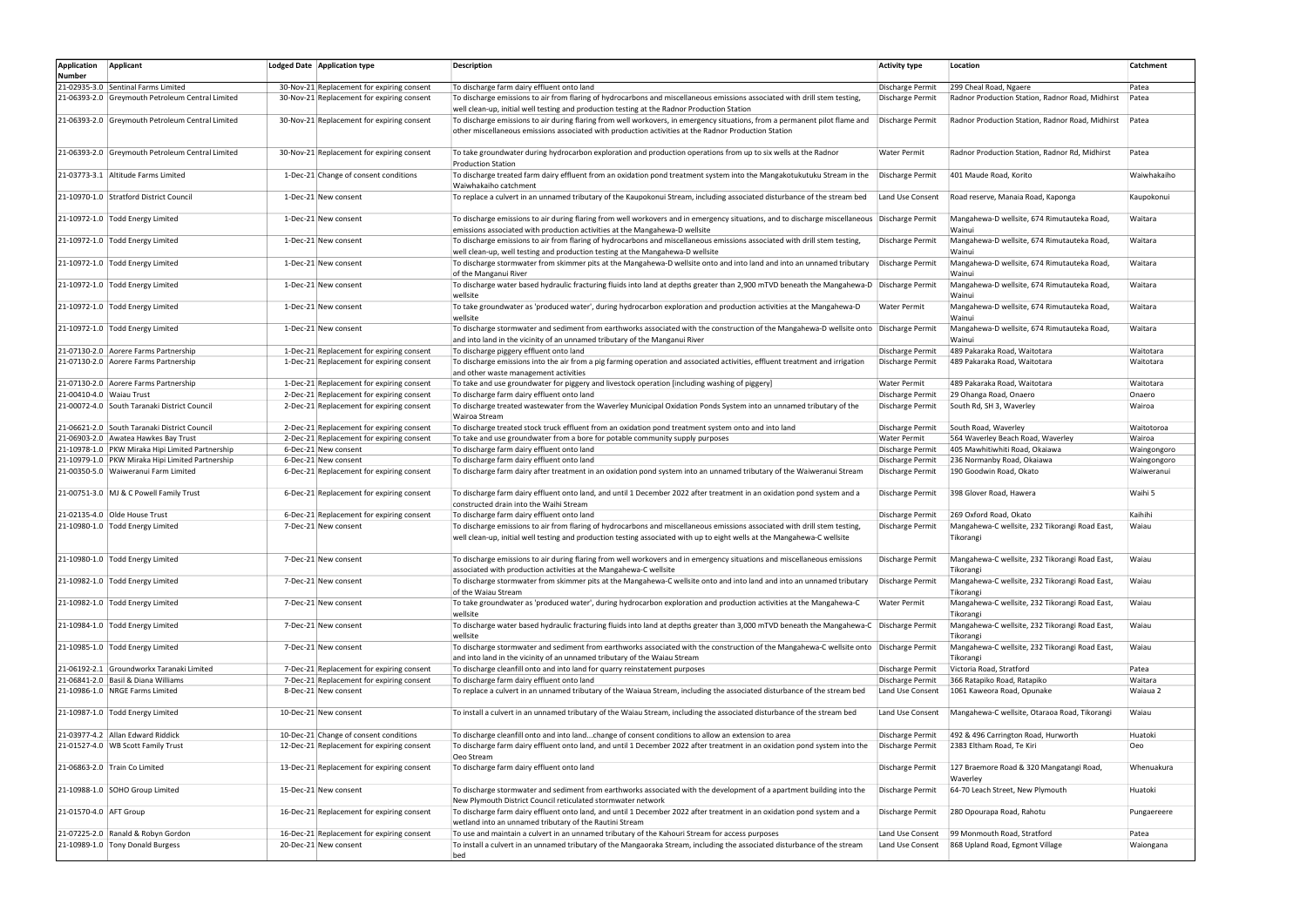| Application Number | Applicant | Lodged Date | Application type | Description | Activity type | Location | Catchment |
|---|---|---|---|---|---|---|---|
| 21-02935-3.0 | Sentinal Farms Limited | 30-Nov-21 | Replacement for expiring consent | To discharge farm dairy effluent onto land | Discharge Permit | 299 Cheal Road, Ngaere | Patea |
| 21-06393-2.0 | Greymouth Petroleum Central Limited | 30-Nov-21 | Replacement for expiring consent | To discharge emissions to air from flaring of hydrocarbons and miscellaneous emissions associated with drill stem testing, well clean-up, initial well testing and production testing at the Radnor Production Station | Discharge Permit | Radnor Production Station, Radnor Road, Midhirst | Patea |
| 21-06393-2.0 | Greymouth Petroleum Central Limited | 30-Nov-21 | Replacement for expiring consent | To discharge emissions to air during flaring from well workovers, in emergency situations, from a permanent pilot flame and other miscellaneous emissions associated with production activities at the Radnor Production Station | Discharge Permit | Radnor Production Station, Radnor Road, Midhirst | Patea |
| 21-06393-2.0 | Greymouth Petroleum Central Limited | 30-Nov-21 | Replacement for expiring consent | To take groundwater during hydrocarbon exploration and production operations from up to six wells at the Radnor Production Station | Water Permit | Radnor Production Station, Radnor Rd, Midhirst | Patea |
| 21-03773-3.1 | Altitude Farms Limited | 1-Dec-21 | Change of consent conditions | To discharge treated farm dairy effluent from an oxidation pond treatment system into the Mangakotukutuku Stream in the Waiwhakaiho catchment | Discharge Permit | 401 Maude Road, Korito | Waiwhakaiho |
| 21-10970-1.0 | Stratford District Council | 1-Dec-21 | New consent | To replace a culvert in an unnamed tributary of the Kaupokonui Stream, including associated disturbance of the stream bed | Land Use Consent | Road reserve, Manaia Road, Kaponga | Kaupokonui |
| 21-10972-1.0 | Todd Energy Limited | 1-Dec-21 | New consent | To discharge emissions to air during flaring from well workovers and in emergency situations, and to discharge miscellaneous emissions associated with production activities at the Mangahewa-D wellsite | Discharge Permit | Mangahewa-D wellsite, 674 Rimutauteka Road, Wainui | Waitara |
| 21-10972-1.0 | Todd Energy Limited | 1-Dec-21 | New consent | To discharge emissions to air from flaring of hydrocarbons and miscellaneous emissions associated with drill stem testing, well clean-up, well testing and production testing at the Mangahewa-D wellsite | Discharge Permit | Mangahewa-D wellsite, 674 Rimutauteka Road, Wainui | Waitara |
| 21-10972-1.0 | Todd Energy Limited | 1-Dec-21 | New consent | To discharge stormwater from skimmer pits at the Mangahewa-D wellsite onto and into land and into an unnamed tributary of the Manganui River | Discharge Permit | Mangahewa-D wellsite, 674 Rimutauteka Road, Wainui | Waitara |
| 21-10972-1.0 | Todd Energy Limited | 1-Dec-21 | New consent | To discharge water based hydraulic fracturing fluids into land at depths greater than 2,900 mTVD beneath the Mangahewa-D wellsite | Discharge Permit | Mangahewa-D wellsite, 674 Rimutauteka Road, Wainui | Waitara |
| 21-10972-1.0 | Todd Energy Limited | 1-Dec-21 | New consent | To take groundwater as 'produced water', during hydrocarbon exploration and production activities at the Mangahewa-D wellsite | Water Permit | Mangahewa-D wellsite, 674 Rimutauteka Road, Wainui | Waitara |
| 21-10972-1.0 | Todd Energy Limited | 1-Dec-21 | New consent | To discharge stormwater and sediment from earthworks associated with the construction of the Mangahewa-D wellsite onto and into land in the vicinity of an unnamed tributary of the Manganui River | Discharge Permit | Mangahewa-D wellsite, 674 Rimutauteka Road, Wainui | Waitara |
| 21-07130-2.0 | Aorere Farms Partnership | 1-Dec-21 | Replacement for expiring consent | To discharge piggery effluent onto land | Discharge Permit | 489 Pakaraka Road, Waitotara | Waitotara |
| 21-07130-2.0 | Aorere Farms Partnership | 1-Dec-21 | Replacement for expiring consent | To discharge emissions into the air from a pig farming operation and associated activities, effluent treatment and irrigation and other waste management activities | Discharge Permit | 489 Pakaraka Road, Waitotara | Waitotara |
| 21-07130-2.0 | Aorere Farms Partnership | 1-Dec-21 | Replacement for expiring consent | To take and use groundwater for piggery and livestock operation [including washing of piggery] | Water Permit | 489 Pakaraka Road, Waitotara | Waitotara |
| 21-00410-4.0 | Waiau Trust | 2-Dec-21 | Replacement for expiring consent | To discharge farm dairy effluent onto land | Discharge Permit | 29 Ohanga Road, Onaero | Onaero |
| 21-00072-4.0 | South Taranaki District Council | 2-Dec-21 | Replacement for expiring consent | To discharge treated wastewater from the Waverley Municipal Oxidation Ponds System into an unnamed tributary of the Wairoa Stream | Discharge Permit | South Rd, SH 3, Waverley | Wairoa |
| 21-06621-2.0 | South Taranaki District Council | 2-Dec-21 | Replacement for expiring consent | To discharge treated stock truck effluent from an oxidation pond treatment system onto and into land | Discharge Permit | South Road, Waverley | Waitotoroa |
| 21-06903-2.0 | Awatea Hawkes Bay Trust | 2-Dec-21 | Replacement for expiring consent | To take and use groundwater from a bore for potable community supply purposes | Water Permit | 564 Waverley Beach Road, Waverley | Wairoa |
| 21-10978-1.0 | PKW Miraka Hipi Limited Partnership | 6-Dec-21 | New consent | To discharge farm dairy effluent onto land | Discharge Permit | 405 Mawhitiwhiti Road, Okaiawa | Waingongoro |
| 21-10979-1.0 | PKW Miraka Hipi Limited Partnership | 6-Dec-21 | New consent | To discharge farm dairy effluent onto land | Discharge Permit | 236 Normanby Road, Okaiawa | Waingongoro |
| 21-00350-5.0 | Waiweranui Farm Limited | 6-Dec-21 | Replacement for expiring consent | To discharge farm dairy after treatment in an oxidation pond system into an unnamed tributary of the Waiweranui Stream | Discharge Permit | 190 Goodwin Road, Okato | Waiweranui |
| 21-00751-3.0 | MJ & C Powell Family Trust | 6-Dec-21 | Replacement for expiring consent | To discharge farm dairy effluent onto land, and until 1 December 2022 after treatment in an oxidation pond system and a constructed drain into the Waihi Stream | Discharge Permit | 398 Glover Road, Hawera | Waihi 5 |
| 21-02135-4.0 | Olde House Trust | 6-Dec-21 | Replacement for expiring consent | To discharge farm dairy effluent onto land | Discharge Permit | 269 Oxford Road, Okato | Kaihihi |
| 21-10980-1.0 | Todd Energy Limited | 7-Dec-21 | New consent | To discharge emissions to air from flaring of hydrocarbons and miscellaneous emissions associated with drill stem testing, well clean-up, initial well testing and production testing associated with up to eight wells at the Mangahewa-C wellsite | Discharge Permit | Mangahewa-C wellsite, 232 Tikorangi Road East, Tikorangi | Waiau |
| 21-10980-1.0 | Todd Energy Limited | 7-Dec-21 | New consent | To discharge emissions to air during flaring from well workovers and in emergency situations and miscellaneous emissions associated with production activities at the Mangahewa-C wellsite | Discharge Permit | Mangahewa-C wellsite, 232 Tikorangi Road East, Tikorangi | Waiau |
| 21-10982-1.0 | Todd Energy Limited | 7-Dec-21 | New consent | To discharge stormwater from skimmer pits at the Mangahewa-C wellsite onto and into land and into an unnamed tributary of the Waiau Stream | Discharge Permit | Mangahewa-C wellsite, 232 Tikorangi Road East, Tikorangi | Waiau |
| 21-10982-1.0 | Todd Energy Limited | 7-Dec-21 | New consent | To take groundwater as 'produced water', during hydrocarbon exploration and production activities at the Mangahewa-C wellsite | Water Permit | Mangahewa-C wellsite, 232 Tikorangi Road East, Tikorangi | Waiau |
| 21-10984-1.0 | Todd Energy Limited | 7-Dec-21 | New consent | To discharge water based hydraulic fracturing fluids into land at depths greater than 3,000 mTVD beneath the Mangahewa-C wellsite | Discharge Permit | Mangahewa-C wellsite, 232 Tikorangi Road East, Tikorangi | Waiau |
| 21-10985-1.0 | Todd Energy Limited | 7-Dec-21 | New consent | To discharge stormwater and sediment from earthworks associated with the construction of the Mangahewa-C wellsite onto and into land in the vicinity of an unnamed tributary of the Waiau Stream | Discharge Permit | Mangahewa-C wellsite, 232 Tikorangi Road East, Tikorangi | Waiau |
| 21-06192-2.1 | Groundworkx Taranaki Limited | 7-Dec-21 | Replacement for expiring consent | To discharge cleanfill onto and into land for quarry reinstatement purposes | Discharge Permit | Victoria Road, Stratford | Patea |
| 21-06841-2.0 | Basil & Diana Williams | 7-Dec-21 | Replacement for expiring consent | To discharge farm dairy effluent onto land | Discharge Permit | 366 Ratapiko Road, Ratapiko | Waitara |
| 21-10986-1.0 | NRGE Farms Limited | 8-Dec-21 | New consent | To replace a culvert in an unnamed tributary of the Waiaua Stream, including the associated disturbance of the stream bed | Land Use Consent | 1061 Kaweora Road, Opunake | Waiaua 2 |
| 21-10987-1.0 | Todd Energy Limited | 10-Dec-21 | New consent | To install a culvert in an unnamed tributary of the Waiau Stream, including the associated disturbance of the stream bed | Land Use Consent | Mangahewa-C wellsite, Otaraoa Road, Tikorangi | Waiau |
| 21-03977-4.2 | Allan Edward Riddick | 10-Dec-21 | Change of consent conditions | To discharge cleanfill onto and into land...change of consent conditions to allow an extension to area | Discharge Permit | 492 & 496 Carrington Road, Hurworth | Huatoki |
| 21-01527-4.0 | WB Scott Family Trust | 12-Dec-21 | Replacement for expiring consent | To discharge farm dairy effluent onto land, and until 1 December 2022 after treatment in an oxidation pond system into the Oeo Stream | Discharge Permit | 2383 Eltham Road, Te Kiri | Oeo |
| 21-06863-2.0 | Train Co Limited | 13-Dec-21 | Replacement for expiring consent | To discharge farm dairy effluent onto land | Discharge Permit | 127 Braemore Road & 320 Mangatangi Road, Waverley | Whenuakura |
| 21-10988-1.0 | SOHO Group Limited | 15-Dec-21 | New consent | To discharge stormwater and sediment from earthworks associated with the development of a apartment building into the New Plymouth District Council reticulated stormwater network | Discharge Permit | 64-70 Leach Street, New Plymouth | Huatoki |
| 21-01570-4.0 | AFT Group | 16-Dec-21 | Replacement for expiring consent | To discharge farm dairy effluent onto land, and until 1 December 2022 after treatment in an oxidation pond system and a wetland into an unnamed tributary of the Rautini Stream | Discharge Permit | 280 Opourapa Road, Rahotu | Pungaereere |
| 21-07225-2.0 | Ranald & Robyn Gordon | 16-Dec-21 | Replacement for expiring consent | To use and maintain a culvert in an unnamed tributary of the Kahouri Stream for access purposes | Land Use Consent | 99 Monmouth Road, Stratford | Patea |
| 21-10989-1.0 | Tony Donald Burgess | 20-Dec-21 | New consent | To install a culvert in an unnamed tributary of the Mangaoraka Stream, including the associated disturbance of the stream bed | Land Use Consent | 868 Upland Road, Egmont Village | Waiongana |